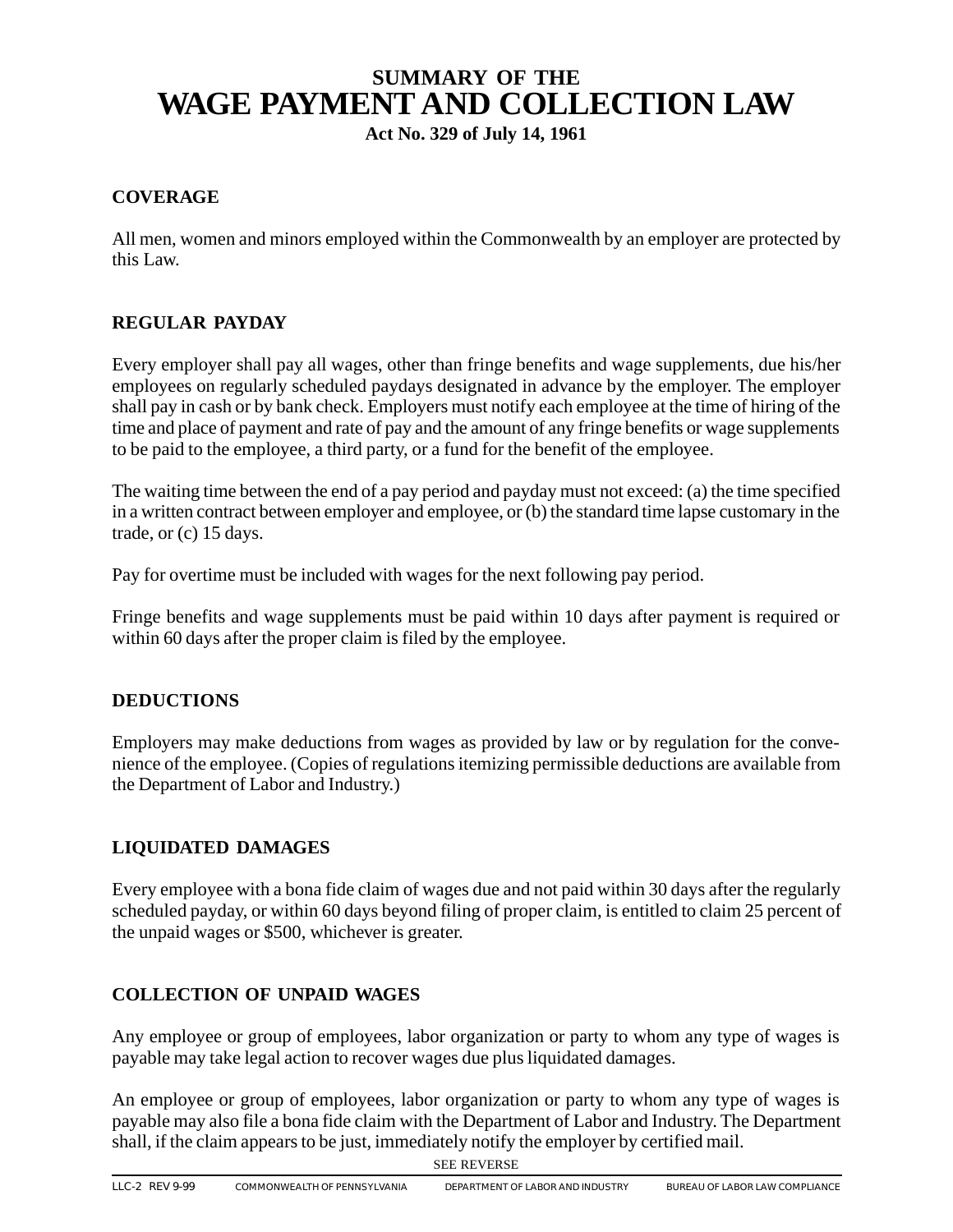# SUMMARY OF THE
# WAGE PAYMENT AND COLLECTION LAW

**Act No. 329 of July 14, 1961**

## COVERAGE

All men, women and minors employed within the Commonwealth by an employer are protected by this Law.

## REGULAR PAYDAY

Every employer shall pay all wages, other than fringe benefits and wage supplements, due his/her employees on regularly scheduled paydays designated in advance by the employer. The employer shall pay in cash or by bank check. Employers must notify each employee at the time of hiring of the time and place of payment and rate of pay and the amount of any fringe benefits or wage supplements to be paid to the employee, a third party, or a fund for the benefit of the employee.

The waiting time between the end of a pay period and payday must not exceed: (a) the time specified in a written contract between employer and employee, or (b) the standard time lapse customary in the trade, or (c) 15 days.

Pay for overtime must be included with wages for the next following pay period.

Fringe benefits and wage supplements must be paid within 10 days after payment is required or within 60 days after the proper claim is filed by the employee.

## DEDUCTIONS

Employers may make deductions from wages as provided by law or by regulation for the convenience of the employee. (Copies of regulations itemizing permissible deductions are available from the Department of Labor and Industry.)

## LIQUIDATED DAMAGES

Every employee with a bona fide claim of wages due and not paid within 30 days after the regularly scheduled payday, or within 60 days beyond filing of proper claim, is entitled to claim 25 percent of the unpaid wages or $500, whichever is greater.

## COLLECTION OF UNPAID WAGES

Any employee or group of employees, labor organization or party to whom any type of wages is payable may take legal action to recover wages due plus liquidated damages.

An employee or group of employees, labor organization or party to whom any type of wages is payable may also file a bona fide claim with the Department of Labor and Industry. The Department shall, if the claim appears to be just, immediately notify the employer by certified mail.

SEE REVERSE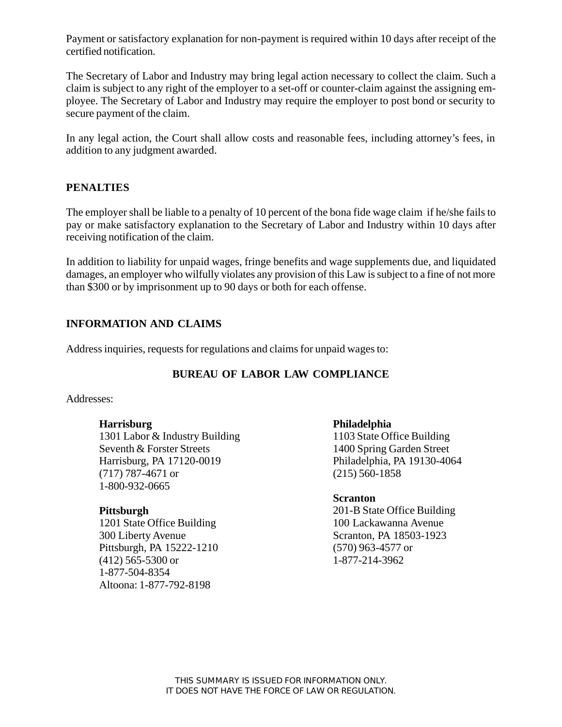Payment or satisfactory explanation for non-payment is required within 10 days after receipt of the certified notification.

The Secretary of Labor and Industry may bring legal action necessary to collect the claim. Such a claim is subject to any right of the employer to a set-off or counter-claim against the assigning employee. The Secretary of Labor and Industry may require the employer to post bond or security to secure payment of the claim.

In any legal action, the Court shall allow costs and reasonable fees, including attorney's fees, in addition to any judgment awarded.

## PENALTIES

The employer shall be liable to a penalty of 10 percent of the bona fide wage claim if he/she fails to pay or make satisfactory explanation to the Secretary of Labor and Industry within 10 days after receiving notification of the claim.

In addition to liability for unpaid wages, fringe benefits and wage supplements due, and liquidated damages, an employer who wilfully violates any provision of this Law is subject to a fine of not more than $300 or by imprisonment up to 90 days or both for each offense.

## INFORMATION AND CLAIMS

Address inquiries, requests for regulations and claims for unpaid wages to:

**BUREAU OF LABOR LAW COMPLIANCE**

Addresses:

**Harrisburg**
1301 Labor & Industry Building
Seventh & Forster Streets
Harrisburg, PA 17120-0019
(717) 787-4671 or
1-800-932-0665

**Pittsburgh**
1201 State Office Building
300 Liberty Avenue
Pittsburgh, PA 15222-1210
(412) 565-5300 or
1-877-504-8354
Altoona: 1-877-792-8198

**Philadelphia**
1103 State Office Building
1400 Spring Garden Street
Philadelphia, PA 19130-4064
(215) 560-1858

**Scranton**
201-B State Office Building
100 Lackawanna Avenue
Scranton, PA 18503-1923
(570) 963-4577 or
1-877-214-3962

THIS SUMMARY IS ISSUED FOR INFORMATION ONLY.
IT DOES NOT HAVE THE FORCE OF LAW OR REGULATION.